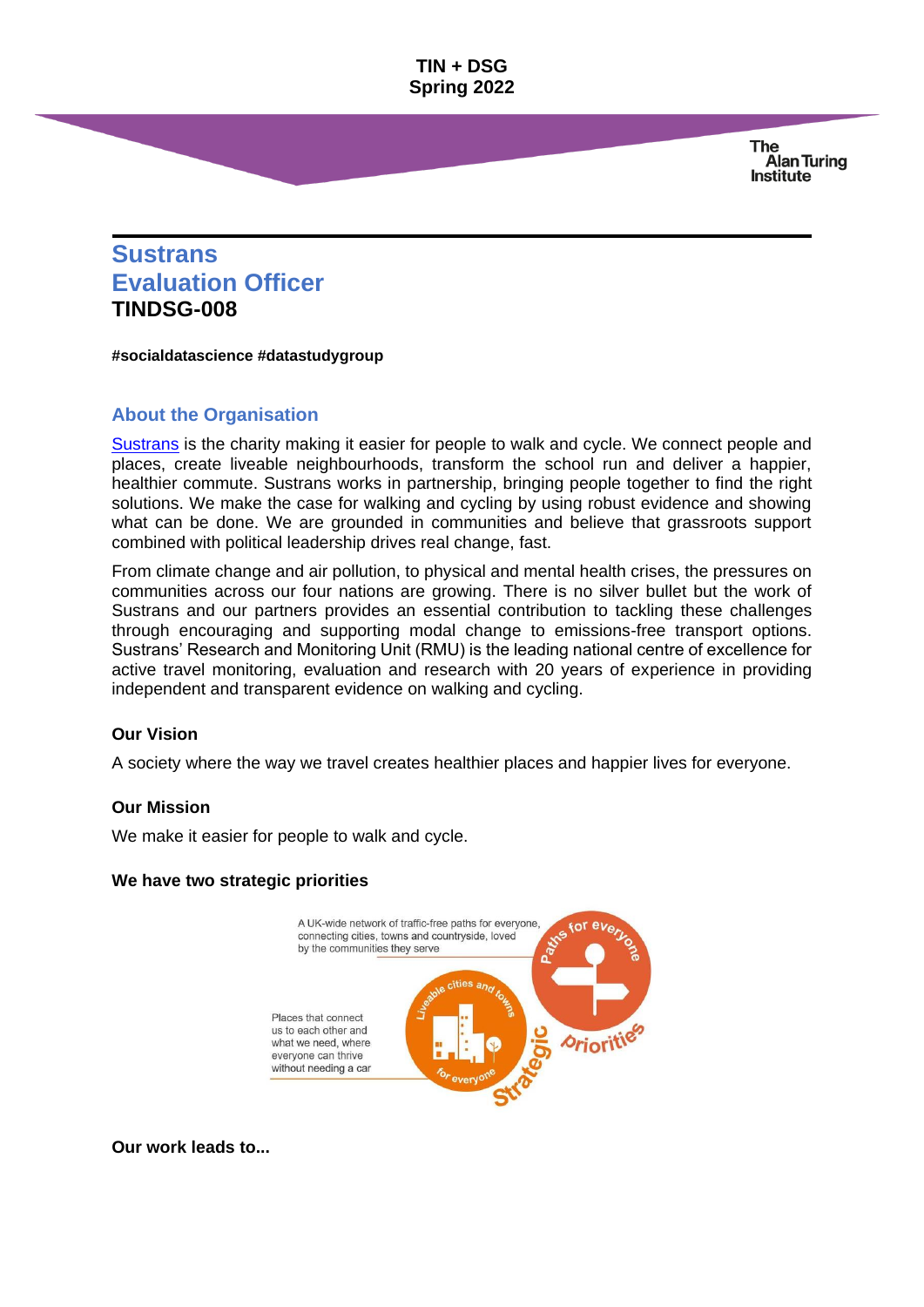**TIN + DSG**
**Spring 2022**

# Sustrans
# Evaluation Officer
## TINDSG-008

**#socialdatascience #datastudygroup**

## About the Organisation

Sustrans is the charity making it easier for people to walk and cycle. We connect people and places, create liveable neighbourhoods, transform the school run and deliver a happier, healthier commute. Sustrans works in partnership, bringing people together to find the right solutions. We make the case for walking and cycling by using robust evidence and showing what can be done. We are grounded in communities and believe that grassroots support combined with political leadership drives real change, fast.

From climate change and air pollution, to physical and mental health crises, the pressures on communities across our four nations are growing. There is no silver bullet but the work of Sustrans and our partners provides an essential contribution to tackling these challenges through encouraging and supporting modal change to emissions-free transport options. Sustrans' Research and Monitoring Unit (RMU) is the leading national centre of excellence for active travel monitoring, evaluation and research with 20 years of experience in providing independent and transparent evidence on walking and cycling.

**Our Vision**

A society where the way we travel creates healthier places and happier lives for everyone.

**Our Mission**

We make it easier for people to walk and cycle.

**We have two strategic priorities**

A UK-wide network of traffic-free paths for everyone, connecting cities, towns and countryside, loved by the communities they serve

Places that connect us to each other and what we need, where everyone can thrive without needing a car

**Our work leads to...**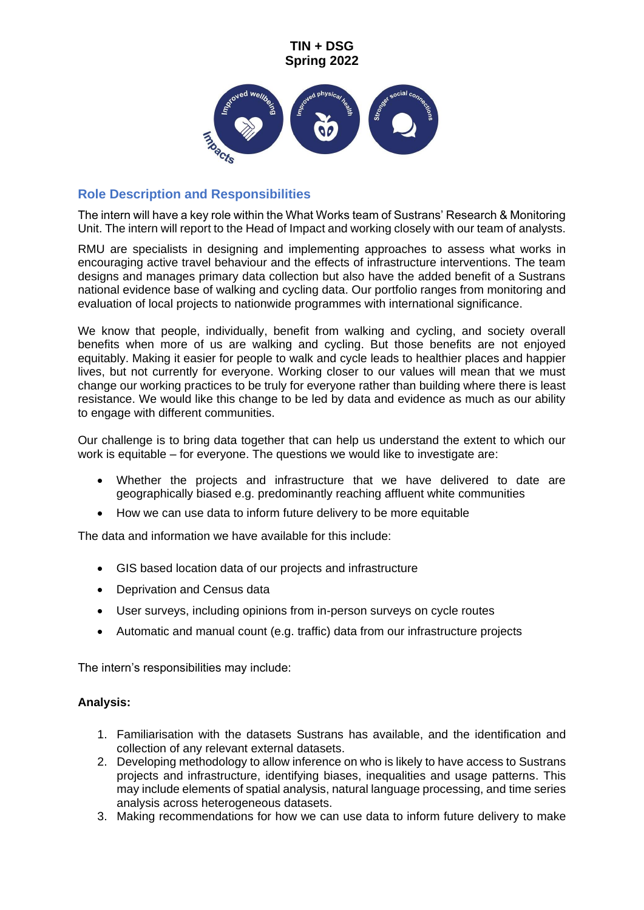**TIN + DSG**
**Spring 2022**

## Role Description and Responsibilities

The intern will have a key role within the What Works team of Sustrans' Research & Monitoring Unit. The intern will report to the Head of Impact and working closely with our team of analysts.

RMU are specialists in designing and implementing approaches to assess what works in encouraging active travel behaviour and the effects of infrastructure interventions. The team designs and manages primary data collection but also have the added benefit of a Sustrans national evidence base of walking and cycling data. Our portfolio ranges from monitoring and evaluation of local projects to nationwide programmes with international significance.

We know that people, individually, benefit from walking and cycling, and society overall benefits when more of us are walking and cycling. But those benefits are not enjoyed equitably. Making it easier for people to walk and cycle leads to healthier places and happier lives, but not currently for everyone. Working closer to our values will mean that we must change our working practices to be truly for everyone rather than building where there is least resistance. We would like this change to be led by data and evidence as much as our ability to engage with different communities.

Our challenge is to bring data together that can help us understand the extent to which our work is equitable – for everyone. The questions we would like to investigate are:

- Whether the projects and infrastructure that we have delivered to date are geographically biased e.g. predominantly reaching affluent white communities
- How we can use data to inform future delivery to be more equitable

The data and information we have available for this include:

- GIS based location data of our projects and infrastructure
- Deprivation and Census data
- User surveys, including opinions from in-person surveys on cycle routes
- Automatic and manual count (e.g. traffic) data from our infrastructure projects

The intern's responsibilities may include:

**Analysis:**

1. Familiarisation with the datasets Sustrans has available, and the identification and collection of any relevant external datasets.
2. Developing methodology to allow inference on who is likely to have access to Sustrans projects and infrastructure, identifying biases, inequalities and usage patterns. This may include elements of spatial analysis, natural language processing, and time series analysis across heterogeneous datasets.
3. Making recommendations for how we can use data to inform future delivery to make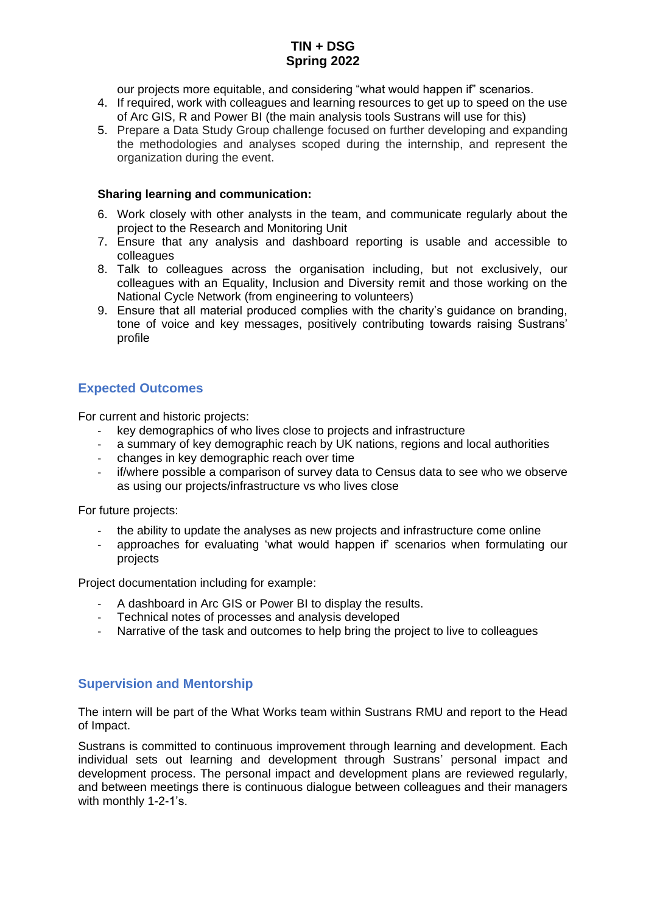our projects more equitable, and considering "what would happen if" scenarios.

4. If required, work with colleagues and learning resources to get up to speed on the use of Arc GIS, R and Power BI (the main analysis tools Sustrans will use for this)
5. Prepare a Data Study Group challenge focused on further developing and expanding the methodologies and analyses scoped during the internship, and represent the organization during the event.

**Sharing learning and communication:**

6. Work closely with other analysts in the team, and communicate regularly about the project to the Research and Monitoring Unit
7. Ensure that any analysis and dashboard reporting is usable and accessible to colleagues
8. Talk to colleagues across the organisation including, but not exclusively, our colleagues with an Equality, Inclusion and Diversity remit and those working on the National Cycle Network (from engineering to volunteers)
9. Ensure that all material produced complies with the charity's guidance on branding, tone of voice and key messages, positively contributing towards raising Sustrans' profile

## Expected Outcomes

For current and historic projects:

- key demographics of who lives close to projects and infrastructure
- a summary of key demographic reach by UK nations, regions and local authorities
- changes in key demographic reach over time
- if/where possible a comparison of survey data to Census data to see who we observe as using our projects/infrastructure vs who lives close

For future projects:

- the ability to update the analyses as new projects and infrastructure come online
- approaches for evaluating 'what would happen if' scenarios when formulating our projects

Project documentation including for example:

- A dashboard in Arc GIS or Power BI to display the results.
- Technical notes of processes and analysis developed
- Narrative of the task and outcomes to help bring the project to live to colleagues

## Supervision and Mentorship

The intern will be part of the What Works team within Sustrans RMU and report to the Head of Impact.

Sustrans is committed to continuous improvement through learning and development. Each individual sets out learning and development through Sustrans' personal impact and development process. The personal impact and development plans are reviewed regularly, and between meetings there is continuous dialogue between colleagues and their managers with monthly 1-2-1's.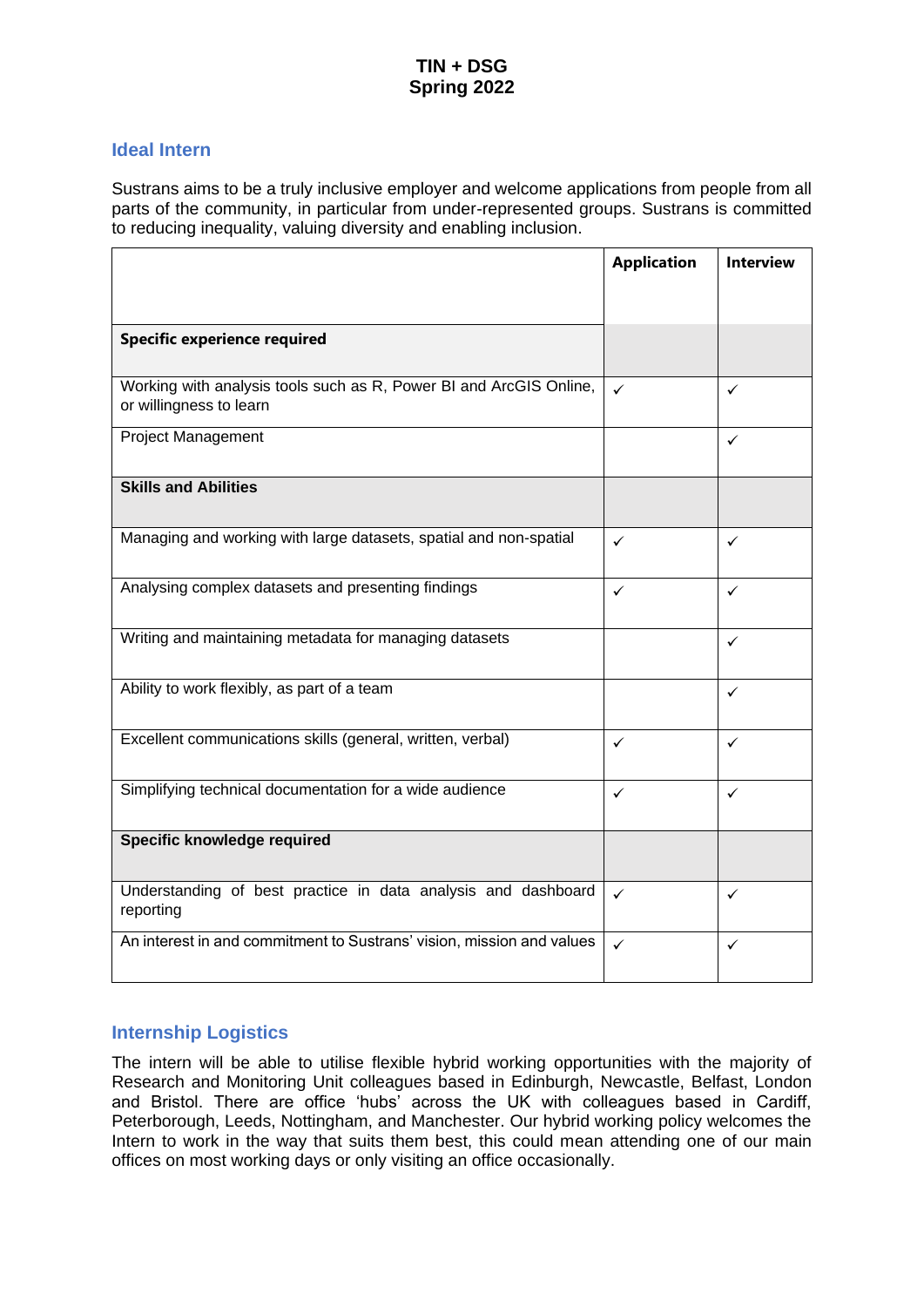# TIN + DSG
# Spring 2022

## Ideal Intern

Sustrans aims to be a truly inclusive employer and welcome applications from people from all parts of the community, in particular from under-represented groups. Sustrans is committed to reducing inequality, valuing diversity and enabling inclusion.

| | **Application** | **Interview** |
|---|---|---|
| **Specific experience required** | | |
| Working with analysis tools such as R, Power BI and ArcGIS Online, or willingness to learn | ✓ | ✓ |
| Project Management | | ✓ |
| **Skills and Abilities** | | |
| Managing and working with large datasets, spatial and non-spatial | ✓ | ✓ |
| Analysing complex datasets and presenting findings | ✓ | ✓ |
| Writing and maintaining metadata for managing datasets | | ✓ |
| Ability to work flexibly, as part of a team | | ✓ |
| Excellent communications skills (general, written, verbal) | ✓ | ✓ |
| Simplifying technical documentation for a wide audience | ✓ | ✓ |
| **Specific knowledge required** | | |
| Understanding of best practice in data analysis and dashboard reporting | ✓ | ✓ |
| An interest in and commitment to Sustrans' vision, mission and values | ✓ | ✓ |

## Internship Logistics

The intern will be able to utilise flexible hybrid working opportunities with the majority of Research and Monitoring Unit colleagues based in Edinburgh, Newcastle, Belfast, London and Bristol. There are office 'hubs' across the UK with colleagues based in Cardiff, Peterborough, Leeds, Nottingham, and Manchester. Our hybrid working policy welcomes the Intern to work in the way that suits them best, this could mean attending one of our main offices on most working days or only visiting an office occasionally.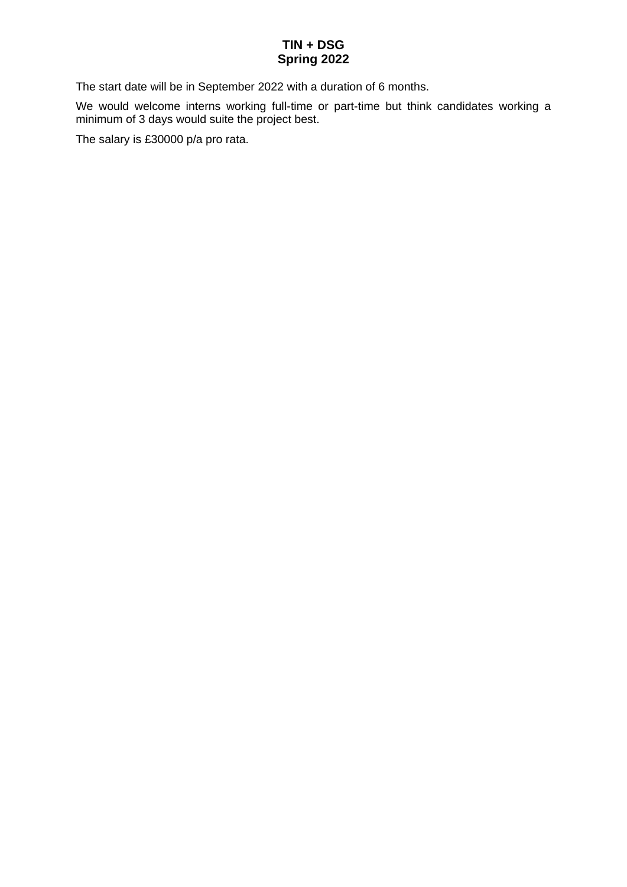The start date will be in September 2022 with a duration of 6 months.

We would welcome interns working full-time or part-time but think candidates working a minimum of 3 days would suite the project best.

The salary is £30000 p/a pro rata.